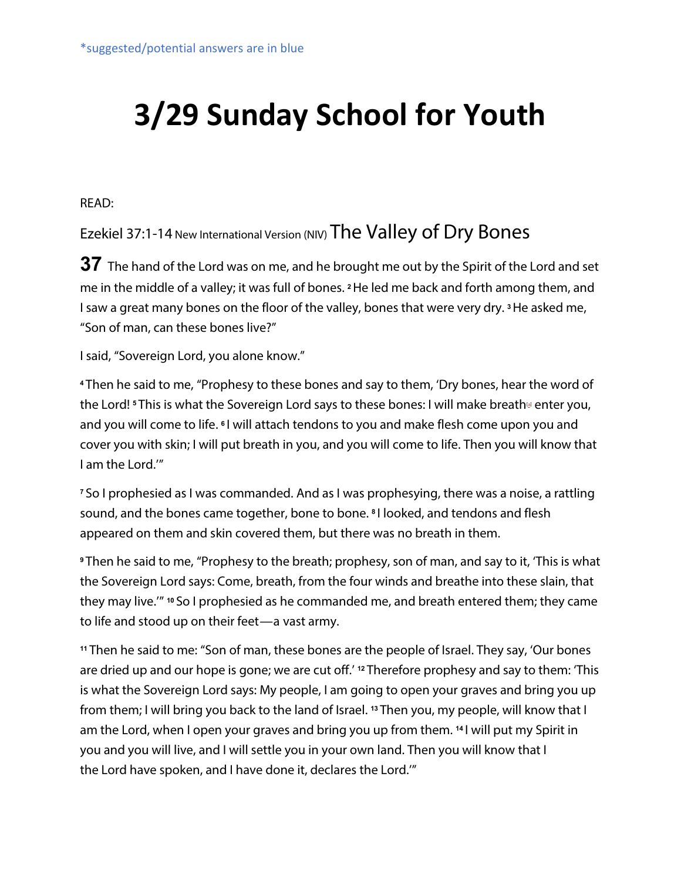*suggested/potential answers are in blue

# 3/29 Sunday School for Youth

READ:

Ezekiel 37:1-14 New International Version (NIV) The Valley of Dry Bones

**37** The hand of the Lord was on me, and he brought me out by the Spirit of the Lord and set me in the middle of a valley; it was full of bones. [2] He led me back and forth among them, and I saw a great many bones on the floor of the valley, bones that were very dry. [3] He asked me, "Son of man, can these bones live?"

I said, "Sovereign Lord, you alone know."

[4] Then he said to me, "Prophesy to these bones and say to them, 'Dry bones, hear the word of the Lord! [5] This is what the Sovereign Lord says to these bones: I will make breath[a] enter you, and you will come to life. [6] I will attach tendons to you and make flesh come upon you and cover you with skin; I will put breath in you, and you will come to life. Then you will know that I am the Lord.'"

[7] So I prophesied as I was commanded. And as I was prophesying, there was a noise, a rattling sound, and the bones came together, bone to bone. [8] I looked, and tendons and flesh appeared on them and skin covered them, but there was no breath in them.

[9] Then he said to me, "Prophesy to the breath; prophesy, son of man, and say to it, 'This is what the Sovereign Lord says: Come, breath, from the four winds and breathe into these slain, that they may live.'" [10] So I prophesied as he commanded me, and breath entered them; they came to life and stood up on their feet—a vast army.

[11] Then he said to me: "Son of man, these bones are the people of Israel. They say, 'Our bones are dried up and our hope is gone; we are cut off.' [12] Therefore prophesy and say to them: 'This is what the Sovereign Lord says: My people, I am going to open your graves and bring you up from them; I will bring you back to the land of Israel. [13] Then you, my people, will know that I am the Lord, when I open your graves and bring you up from them. [14] I will put my Spirit in you and you will live, and I will settle you in your own land. Then you will know that I the Lord have spoken, and I have done it, declares the Lord.'"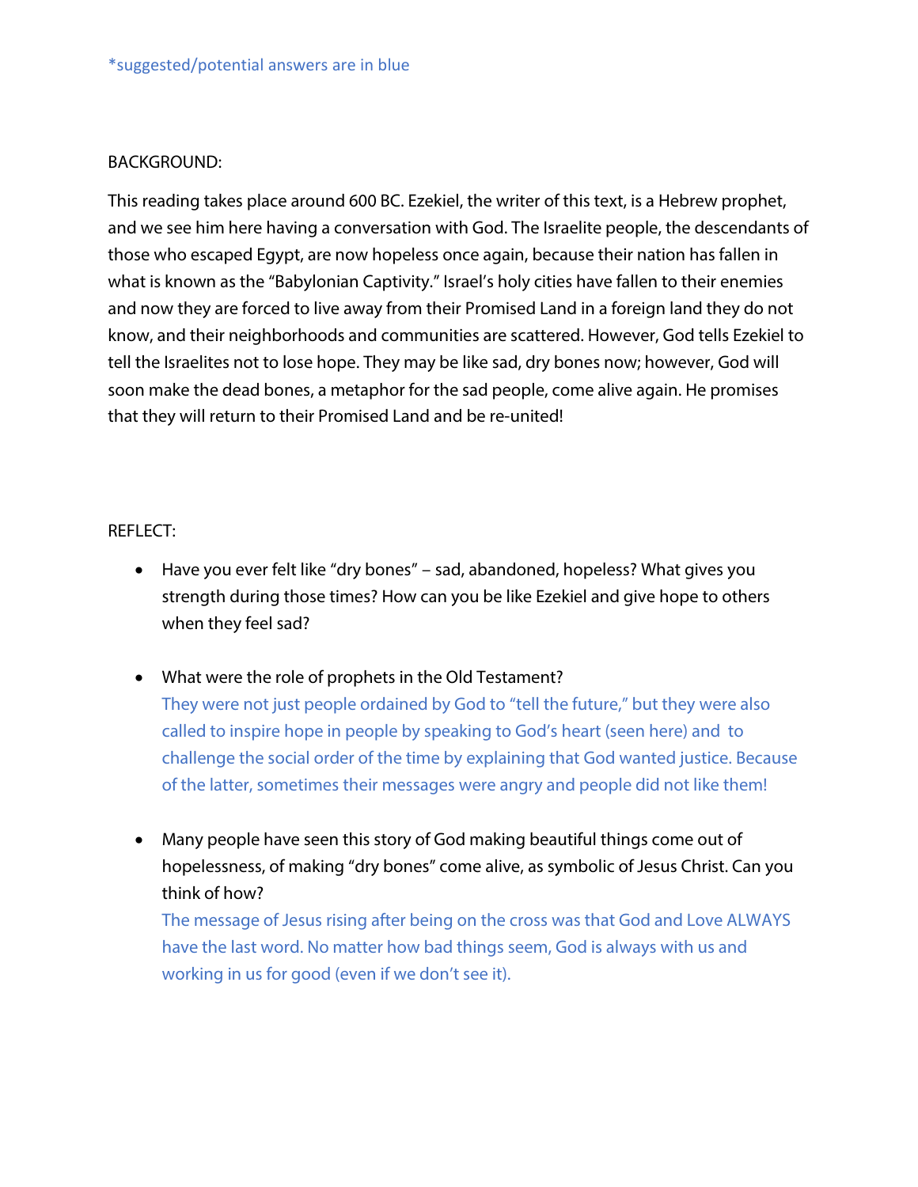*suggested/potential answers are in blue

BACKGROUND:

This reading takes place around 600 BC. Ezekiel, the writer of this text, is a Hebrew prophet, and we see him here having a conversation with God. The Israelite people, the descendants of those who escaped Egypt, are now hopeless once again, because their nation has fallen in what is known as the "Babylonian Captivity." Israel's holy cities have fallen to their enemies and now they are forced to live away from their Promised Land in a foreign land they do not know, and their neighborhoods and communities are scattered. However, God tells Ezekiel to tell the Israelites not to lose hope. They may be like sad, dry bones now; however, God will soon make the dead bones, a metaphor for the sad people, come alive again. He promises that they will return to their Promised Land and be re-united!

REFLECT:

- Have you ever felt like "dry bones" – sad, abandoned, hopeless? What gives you strength during those times? How can you be like Ezekiel and give hope to others when they feel sad?

- What were the role of prophets in the Old Testament?
  They were not just people ordained by God to "tell the future," but they were also called to inspire hope in people by speaking to God's heart (seen here) and to challenge the social order of the time by explaining that God wanted justice. Because of the latter, sometimes their messages were angry and people did not like them!

- Many people have seen this story of God making beautiful things come out of hopelessness, of making "dry bones" come alive, as symbolic of Jesus Christ. Can you think of how?
  The message of Jesus rising after being on the cross was that God and Love ALWAYS have the last word. No matter how bad things seem, God is always with us and working in us for good (even if we don't see it).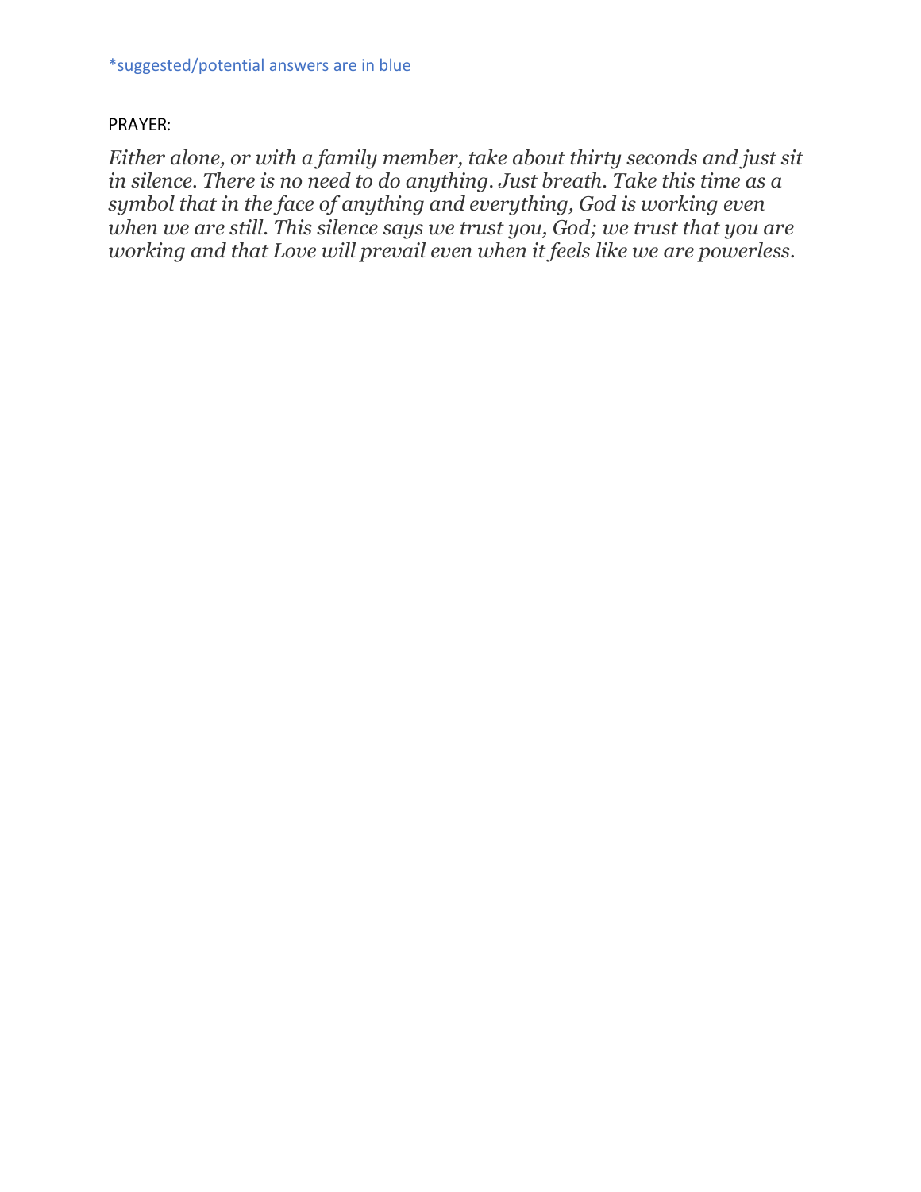*suggested/potential answers are in blue

PRAYER:

*Either alone, or with a family member, take about thirty seconds and just sit in silence. There is no need to do anything. Just breath. Take this time as a symbol that in the face of anything and everything, God is working even when we are still. This silence says we trust you, God; we trust that you are working and that Love will prevail even when it feels like we are powerless.*